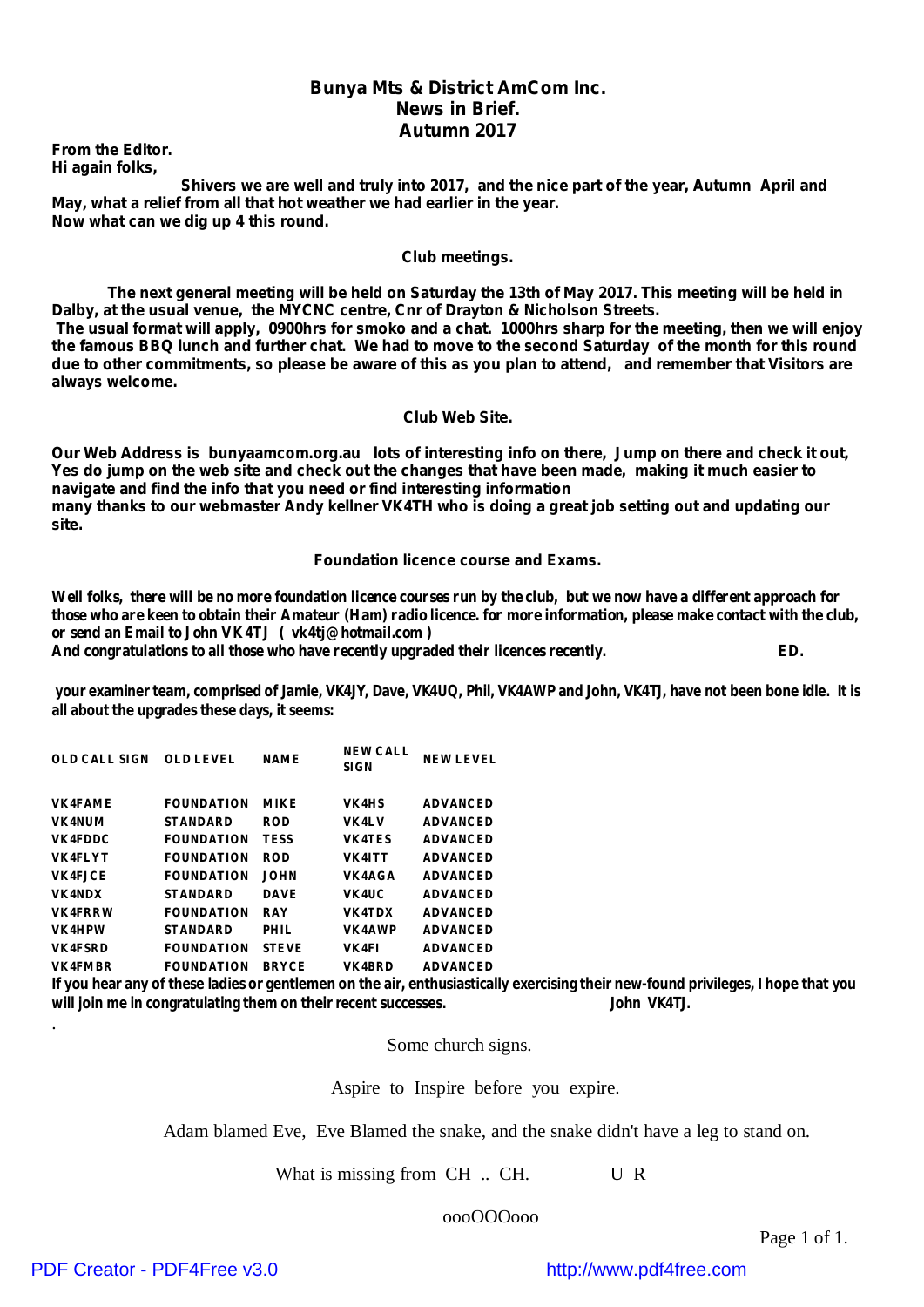# Bunya Mts & District AmCom Inc.
## News in Brief.
## Autumn 2017

**From the Editor.**
**Hi again folks,**

**Shivers we are well and truly into 2017, and the nice part of the year, Autumn April and May, what a relief from all that hot weather we had earlier in the year.**
**Now what can we dig up 4 this round.**

### Club meetings.

**The next general meeting will be held on Saturday the 13th of May 2017. This meeting will be held in Dalby, at the usual venue, the MYCNC centre, Cnr of Drayton & Nicholson Streets.**
**The usual format will apply, 0900hrs for smoko and a chat. 1000hrs sharp for the meeting, then we will enjoy the famous BBQ lunch and further chat. We had to move to the second Saturday of the month for this round due to other commitments, so please be aware of this as you plan to attend, and remember that Visitors are always welcome.**

### Club Web Site.

**Our Web Address is bunyaamcom.org.au lots of interesting info on there, Jump on there and check it out, Yes do jump on the web site and check out the changes that have been made, making it much easier to navigate and find the info that you need or find interesting information**
**many thanks to our webmaster Andy kellner VK4TH who is doing a great job setting out and updating our site.**

### Foundation licence course and Exams.

**Well folks, there will be no more foundation licence courses run by the club, but we now have a different approach for those who are keen to obtain their Amateur (Ham) radio licence. for more information, please make contact with the club, or send an Email to John VK4TJ ( vk4tj@hotmail.com )**
**And congratulations to all those who have recently upgraded their licences recently. ED.**

**your examiner team, comprised of Jamie, VK4JY, Dave, VK4UQ, Phil, VK4AWP and John, VK4TJ, have not been bone idle. It is all about the upgrades these days, it seems:**

| OLD CALL SIGN | OLD LEVEL | NAME | NEW CALL SIGN | NEW LEVEL |
|---|---|---|---|---|
| VK4FAME | FOUNDATION | MIKE | VK4HS | ADVANCED |
| VK4NUM | STANDARD | ROD | VK4LV | ADVANCED |
| VK4FDDC | FOUNDATION | TESS | VK4TES | ADVANCED |
| VK4FLYT | FOUNDATION | ROD | VK4ITT | ADVANCED |
| VK4FJCE | FOUNDATION | JOHN | VK4AGA | ADVANCED |
| VK4NDX | STANDARD | DAVE | VK4UC | ADVANCED |
| VK4FRRW | FOUNDATION | RAY | VK4TDX | ADVANCED |
| VK4HPW | STANDARD | PHIL | VK4AWP | ADVANCED |
| VK4FSRD | FOUNDATION | STEVE | VK4FI | ADVANCED |
| VK4FMBR | FOUNDATION | BRYCE | VK4BRD | ADVANCED |

**If you hear any of these ladies or gentlemen on the air, enthusiastically exercising their new-found privileges, I hope that you will join me in congratulating them on their recent successes. John VK4TJ.**

.

Some church signs.

Aspire to Inspire before you expire.

Adam blamed Eve, Eve Blamed the snake, and the snake didn't have a leg to stand on.

What is missing from CH .. CH. U R

oooOOOooo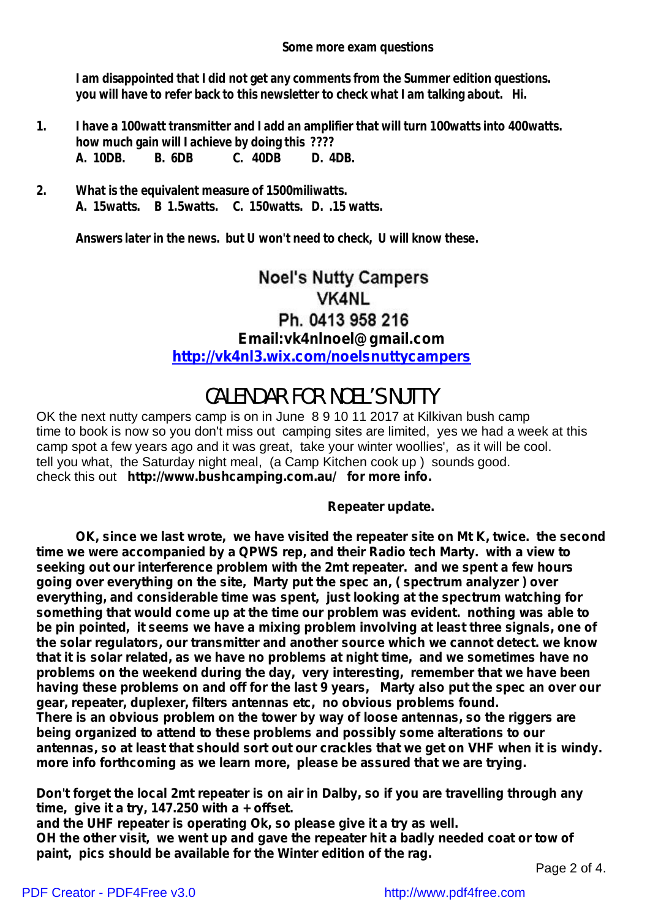**Some more exam questions**

**I am disappointed that I did not get any comments from the Summer edition questions. you will have to refer back to this newsletter to check what I am talking about. Hi.**

1. **I have a 100watt transmitter and I add an amplifier that will turn 100watts into 400watts. how much gain will I achieve by doing this ????**
   **A. 10DB. B. 6DB C. 40DB D. 4DB.**

2. **What is the equivalent measure of 1500miliwatts.**
   **A. 15watts. B 1.5watts. C. 150watts. D. .15 watts.**

**Answers later in the news. but U won't need to check, U will know these.**

Noel's Nutty Campers
VK4NL
Ph. 0413 958 216
**Email:vk4nlnoel@gmail.com**
**http://vk4nl3.wix.com/noelsnuttycampers**

# CALENDAR FOR NOEL'S NUTTY

OK the next nutty campers camp is on in June 8 9 10 11 2017 at Kilkivan bush camp time to book is now so you don't miss out camping sites are limited, yes we had a week at this camp spot a few years ago and it was great, take your winter woollies', as it will be cool. tell you what, the Saturday night meal, (a Camp Kitchen cook up ) sounds good. check this out **http://www.bushcamping.com.au/ for more info.**

**Repeater update.**

**OK, since we last wrote, we have visited the repeater site on Mt K, twice. the second time we were accompanied by a QPWS rep, and their Radio tech Marty. with a view to seeking out our interference problem with the 2mt repeater. and we spent a few hours going over everything on the site, Marty put the spec an, ( spectrum analyzer ) over everything, and considerable time was spent, just looking at the spectrum watching for something that would come up at the time our problem was evident. nothing was able to be pin pointed, it seems we have a mixing problem involving at least three signals, one of the solar regulators, our transmitter and another source which we cannot detect. we know that it is solar related, as we have no problems at night time, and we sometimes have no problems on the weekend during the day, very interesting, remember that we have been having these problems on and off for the last 9 years, Marty also put the spec an over our gear, repeater, duplexer, filters antennas etc, no obvious problems found.**
**There is an obvious problem on the tower by way of loose antennas, so the riggers are being organized to attend to these problems and possibly some alterations to our antennas, so at least that should sort out our crackles that we get on VHF when it is windy. more info forthcoming as we learn more, please be assured that we are trying.**

**Don't forget the local 2mt repeater is on air in Dalby, so if you are travelling through any time, give it a try, 147.250 with a + offset.**
**and the UHF repeater is operating Ok, so please give it a try as well.**
**OH the other visit, we went up and gave the repeater hit a badly needed coat or tow of paint, pics should be available for the Winter edition of the rag.**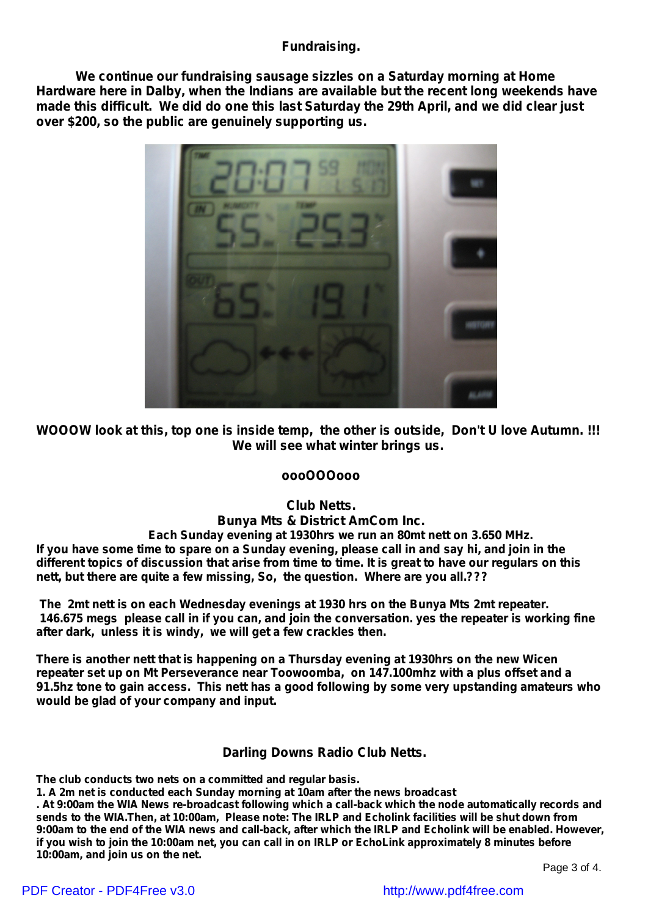**Fundraising.**

**We continue our fundraising sausage sizzles on a Saturday morning at Home Hardware here in Dalby, when the Indians are available but the recent long weekends have made this difficult. We did do one this last Saturday the 29th April, and we did clear just over $200, so the public are genuinely supporting us.**

**WOOOW look at this, top one is inside temp, the other is outside, Don't U love Autumn. !!! We will see what winter brings us.**

**oooOOOooo**

**Club Netts.**
**Bunya Mts & District AmCom Inc.**

**Each Sunday evening at 1930hrs we run an 80mt nett on 3.650 MHz. If you have some time to spare on a Sunday evening, please call in and say hi, and join in the different topics of discussion that arise from time to time. It is great to have our regulars on this nett, but there are quite a few missing, So, the question. Where are you all.???**

**The 2mt nett is on each Wednesday evenings at 1930 hrs on the Bunya Mts 2mt repeater. 146.675 megs please call in if you can, and join the conversation. yes the repeater is working fine after dark, unless it is windy, we will get a few crackles then.**

**There is another nett that is happening on a Thursday evening at 1930hrs on the new Wicen repeater set up on Mt Perseverance near Toowoomba, on 147.100mhz with a plus offset and a 91.5hz tone to gain access. This nett has a good following by some very upstanding amateurs who would be glad of your company and input.**

**Darling Downs Radio Club Netts.**

**The club conducts two nets on a committed and regular basis.**
**1. A 2m net is conducted each Sunday morning at 10am after the news broadcast**
**. At 9:00am the WIA News re-broadcast following which a call-back which the node automatically records and sends to the WIA.Then, at 10:00am, Please note: The IRLP and Echolink facilities will be shut down from 9:00am to the end of the WIA news and call-back, after which the IRLP and Echolink will be enabled. However, if you wish to join the 10:00am net, you can call in on IRLP or EchoLink approximately 8 minutes before 10:00am, and join us on the net.**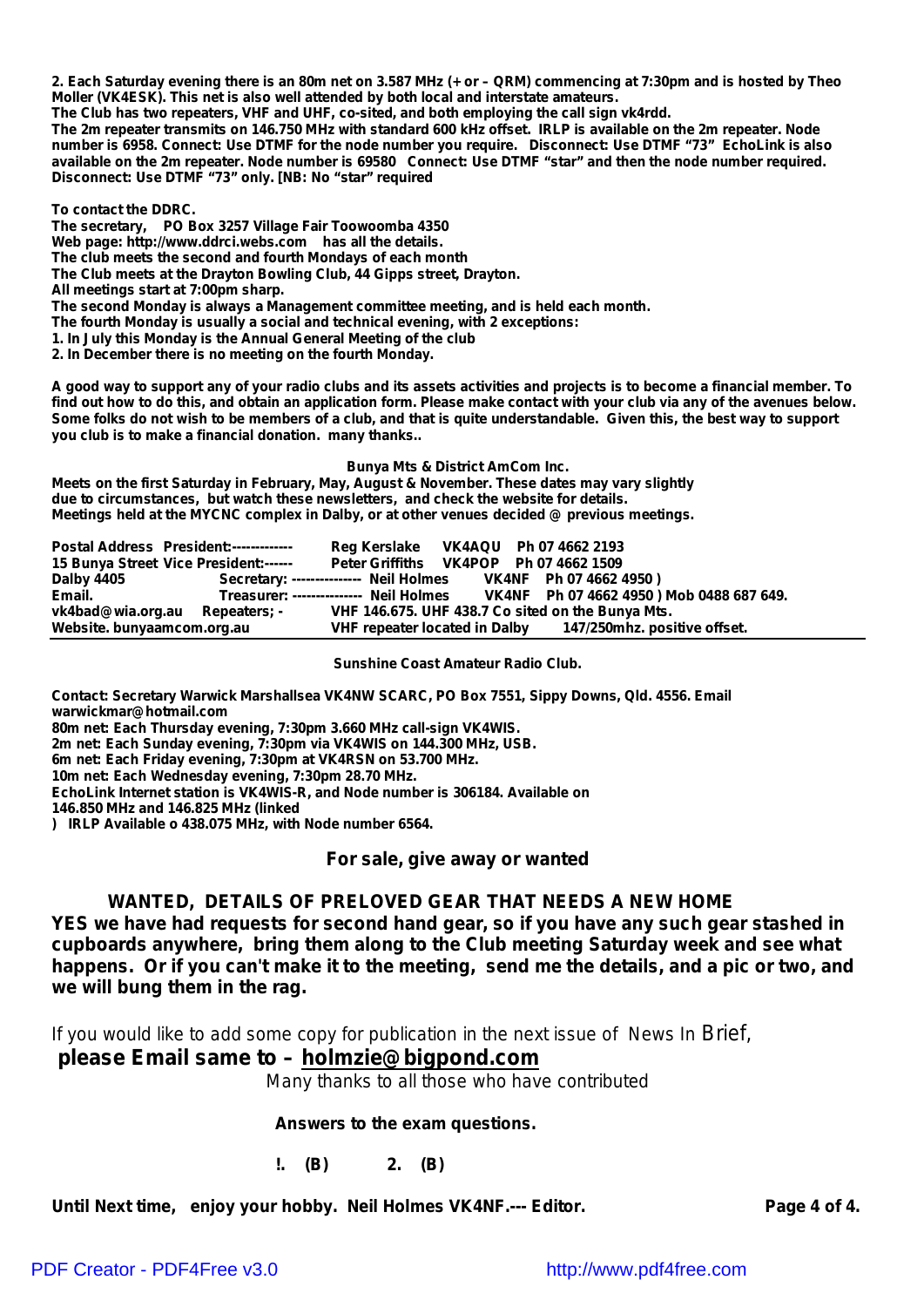**2. Each Saturday evening there is an 80m net on 3.587 MHz (+ or – QRM) commencing at 7:30pm and is hosted by Theo Moller (VK4ESK). This net is also well attended by both local and interstate amateurs.**
**The Club has two repeaters, VHF and UHF, co-sited, and both employing the call sign vk4rdd.**
**The 2m repeater transmits on 146.750 MHz with standard 600 kHz offset. IRLP is available on the 2m repeater. Node number is 6958. Connect: Use DTMF for the node number you require. Disconnect: Use DTMF "73" EchoLink is also available on the 2m repeater. Node number is 69580 Connect: Use DTMF "star" and then the node number required. Disconnect: Use DTMF "73" only. [NB: No "star" required**

**To contact the DDRC.**
**The secretary, PO Box 3257 Village Fair Toowoomba 4350**
**Web page: http://www.ddrci.webs.com has all the details.**
**The club meets the second and fourth Mondays of each month**
**The Club meets at the Drayton Bowling Club, 44 Gipps street, Drayton.**
**All meetings start at 7:00pm sharp.**
**The second Monday is always a Management committee meeting, and is held each month.**
**The fourth Monday is usually a social and technical evening, with 2 exceptions:**
**1. In July this Monday is the Annual General Meeting of the club**
**2. In December there is no meeting on the fourth Monday.**

**A good way to support any of your radio clubs and its assets activities and projects is to become a financial member. To find out how to do this, and obtain an application form. Please make contact with your club via any of the avenues below. Some folks do not wish to be members of a club, and that is quite understandable. Given this, the best way to support you club is to make a financial donation. many thanks..**

**Bunya Mts & District AmCom Inc.**

**Meets on the first Saturday in February, May, August & November. These dates may vary slightly due to circumstances, but watch these newsletters, and check the website for details.**
**Meetings held at the MYCNC complex in Dalby, or at other venues decided @ previous meetings.**

**Postal Address President:------------- Reg Kerslake VK4AQU Ph 07 4662 2193**
**15 Bunya Street Vice President:------ Peter Griffiths VK4POP Ph 07 4662 1509**
**Dalby 4405 Secretary: --------------- Neil Holmes VK4NF Ph 07 4662 4950 )**
**Email. Treasurer: --------------- Neil Holmes VK4NF Ph 07 4662 4950 ) Mob 0488 687 649.**
**vk4bad@wia.org.au Repeaters; - VHF 146.675. UHF 438.7 Co sited on the Bunya Mts.**
**Website. bunyaamcom.org.au VHF repeater located in Dalby 147/250mhz. positive offset.**

---

**Sunshine Coast Amateur Radio Club.**

**Contact: Secretary Warwick Marshallsea VK4NW SCARC, PO Box 7551, Sippy Downs, Qld. 4556. Email warwickmar@hotmail.com**
**80m net: Each Thursday evening, 7:30pm 3.660 MHz call-sign VK4WIS.**
**2m net: Each Sunday evening, 7:30pm via VK4WIS on 144.300 MHz, USB.**
**6m net: Each Friday evening, 7:30pm at VK4RSN on 53.700 MHz.**
**10m net: Each Wednesday evening, 7:30pm 28.70 MHz.**
**EchoLink Internet station is VK4WIS-R, and Node number is 306184. Available on 146.850 MHz and 146.825 MHz (linked**
**) IRLP Available o 438.075 MHz, with Node number 6564.**

## For sale, give away or wanted

**WANTED, DETAILS OF PRELOVED GEAR THAT NEEDS A NEW HOME**
**YES we have had requests for second hand gear, so if you have any such gear stashed in cupboards anywhere, bring them along to the Club meeting Saturday week and see what happens. Or if you can't make it to the meeting, send me the details, and a pic or two, and we will bung them in the rag.**

If you would like to add some copy for publication in the next issue of News In Brief,
**please Email same to – holmzie@bigpond.com**
Many thanks to all those who have contributed

**Answers to the exam questions.**

**!. (B) 2. (B)**

**Until Next time, enjoy your hobby. Neil Holmes VK4NF.--- Editor.**